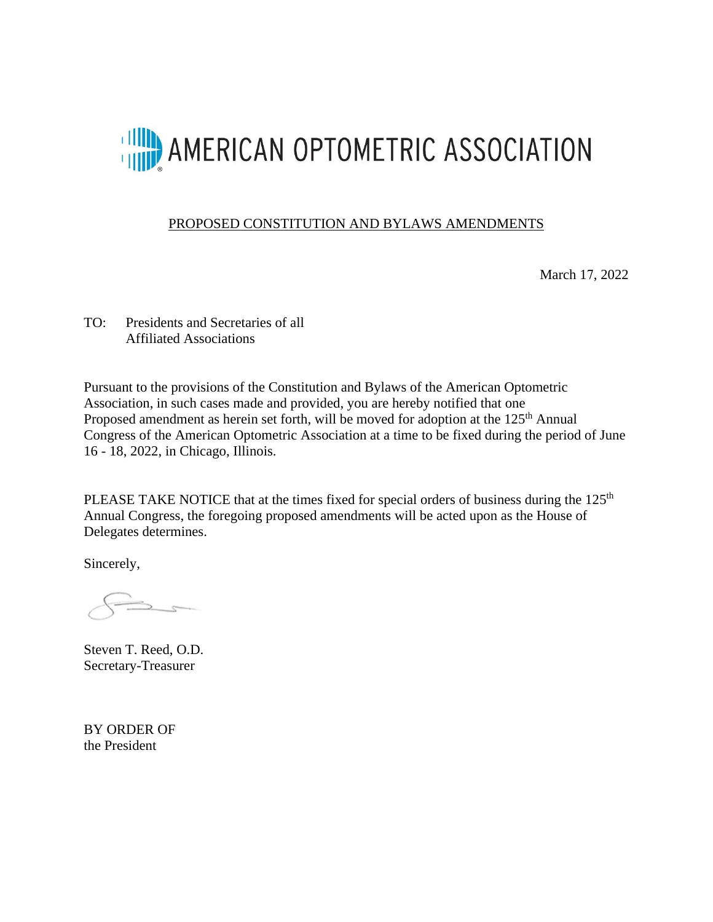AMERICAN OPTOMETRIC ASSOCIATION

PROPOSED CONSTITUTION AND BYLAWS AMENDMENTS

March 17, 2022

TO: Presidents and Secretaries of all
Affiliated Associations

Pursuant to the provisions of the Constitution and Bylaws of the American Optometric Association, in such cases made and provided, you are hereby notified that one Proposed amendment as herein set forth, will be moved for adoption at the 125th Annual Congress of the American Optometric Association at a time to be fixed during the period of June 16 - 18, 2022, in Chicago, Illinois.

PLEASE TAKE NOTICE that at the times fixed for special orders of business during the 125th Annual Congress, the foregoing proposed amendments will be acted upon as the House of Delegates determines.

Sincerely,

Steven T. Reed, O.D.
Secretary-Treasurer

BY ORDER OF
the President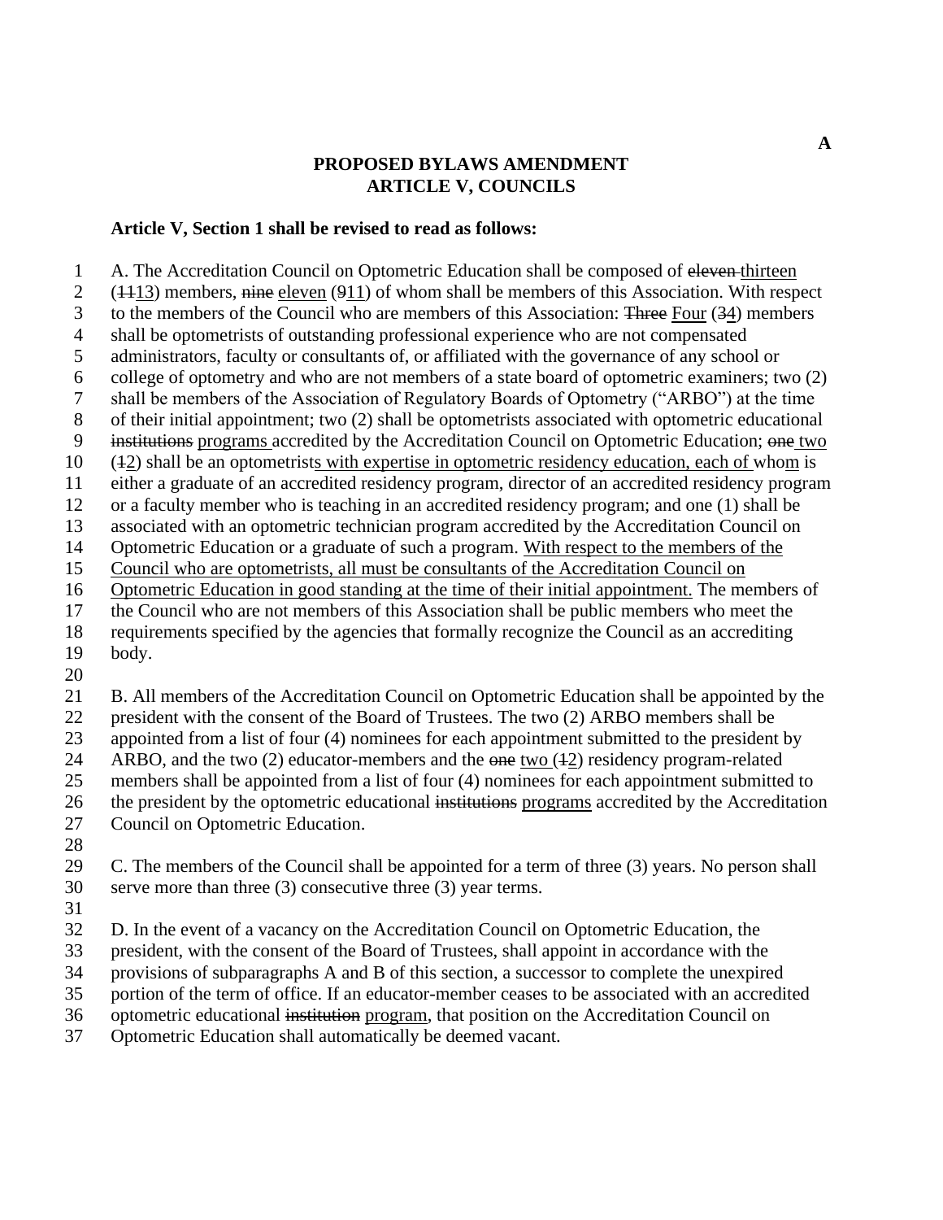**A**

**PROPOSED BYLAWS AMENDMENT**
**ARTICLE V, COUNCILS**

**Article V, Section 1 shall be revised to read as follows:**

A. The Accreditation Council on Optometric Education shall be composed of ~~eleven~~ thirteen (~~11~~13) members, ~~nine~~ eleven (~~9~~11) of whom shall be members of this Association. With respect to the members of the Council who are members of this Association: ~~Three~~ Four (~~3~~4) members shall be optometrists of outstanding professional experience who are not compensated administrators, faculty or consultants of, or affiliated with the governance of any school or college of optometry and who are not members of a state board of optometric examiners; two (2) shall be members of the Association of Regulatory Boards of Optometry ("ARBO") at the time of their initial appointment; two (2) shall be optometrists associated with optometric educational ~~institutions~~ programs accredited by the Accreditation Council on Optometric Education; ~~one~~ two (~~1~~2) shall be an optometrists with expertise in optometric residency education, each of whom is either a graduate of an accredited residency program, director of an accredited residency program or a faculty member who is teaching in an accredited residency program; and one (1) shall be associated with an optometric technician program accredited by the Accreditation Council on Optometric Education or a graduate of such a program. With respect to the members of the Council who are optometrists, all must be consultants of the Accreditation Council on Optometric Education in good standing at the time of their initial appointment. The members of the Council who are not members of this Association shall be public members who meet the requirements specified by the agencies that formally recognize the Council as an accrediting body.

B. All members of the Accreditation Council on Optometric Education shall be appointed by the president with the consent of the Board of Trustees. The two (2) ARBO members shall be appointed from a list of four (4) nominees for each appointment submitted to the president by ARBO, and the two (2) educator-members and the ~~one~~ two (~~1~~2) residency program-related members shall be appointed from a list of four (4) nominees for each appointment submitted to the president by the optometric educational ~~institutions~~ programs accredited by the Accreditation Council on Optometric Education.

C. The members of the Council shall be appointed for a term of three (3) years. No person shall serve more than three (3) consecutive three (3) year terms.

D. In the event of a vacancy on the Accreditation Council on Optometric Education, the president, with the consent of the Board of Trustees, shall appoint in accordance with the provisions of subparagraphs A and B of this section, a successor to complete the unexpired portion of the term of office. If an educator-member ceases to be associated with an accredited optometric educational ~~institution~~ program, that position on the Accreditation Council on Optometric Education shall automatically be deemed vacant.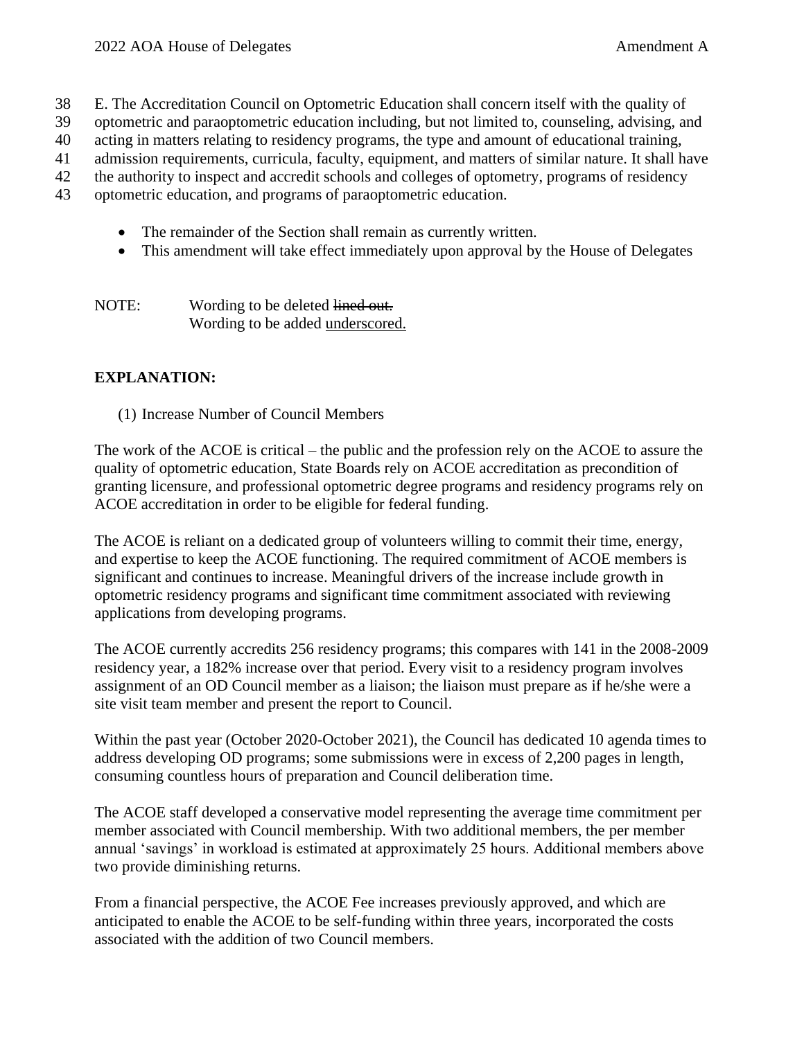38 E. The Accreditation Council on Optometric Education shall concern itself with the quality of
39 optometric and paraoptometric education including, but not limited to, counseling, advising, and
40 acting in matters relating to residency programs, the type and amount of educational training,
41 admission requirements, curricula, faculty, equipment, and matters of similar nature. It shall have
42 the authority to inspect and accredit schools and colleges of optometry, programs of residency
43 optometric education, and programs of paraoptometric education.

- The remainder of the Section shall remain as currently written.
- This amendment will take effect immediately upon approval by the House of Delegates

NOTE: Wording to be deleted ~~lined out.~~
Wording to be added <u>underscored.</u>

**EXPLANATION:**

(1) Increase Number of Council Members

The work of the ACOE is critical – the public and the profession rely on the ACOE to assure the quality of optometric education, State Boards rely on ACOE accreditation as precondition of granting licensure, and professional optometric degree programs and residency programs rely on ACOE accreditation in order to be eligible for federal funding.

The ACOE is reliant on a dedicated group of volunteers willing to commit their time, energy, and expertise to keep the ACOE functioning. The required commitment of ACOE members is significant and continues to increase. Meaningful drivers of the increase include growth in optometric residency programs and significant time commitment associated with reviewing applications from developing programs.

The ACOE currently accredits 256 residency programs; this compares with 141 in the 2008-2009 residency year, a 182% increase over that period. Every visit to a residency program involves assignment of an OD Council member as a liaison; the liaison must prepare as if he/she were a site visit team member and present the report to Council.

Within the past year (October 2020-October 2021), the Council has dedicated 10 agenda times to address developing OD programs; some submissions were in excess of 2,200 pages in length, consuming countless hours of preparation and Council deliberation time.

The ACOE staff developed a conservative model representing the average time commitment per member associated with Council membership. With two additional members, the per member annual 'savings' in workload is estimated at approximately 25 hours. Additional members above two provide diminishing returns.

From a financial perspective, the ACOE Fee increases previously approved, and which are anticipated to enable the ACOE to be self-funding within three years, incorporated the costs associated with the addition of two Council members.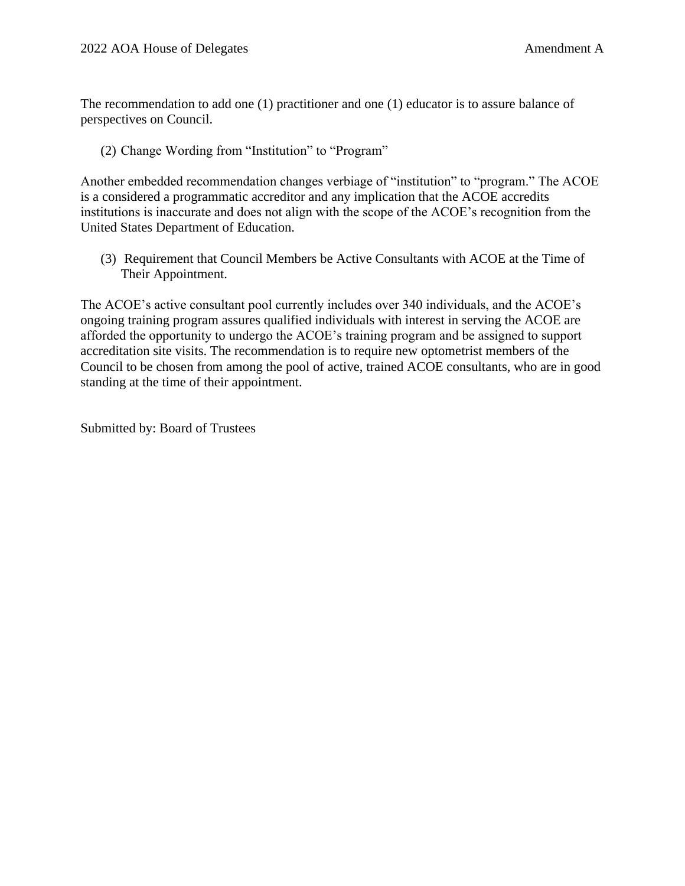The recommendation to add one (1) practitioner and one (1) educator is to assure balance of perspectives on Council.

(2) Change Wording from "Institution" to "Program"

Another embedded recommendation changes verbiage of "institution" to "program." The ACOE is a considered a programmatic accreditor and any implication that the ACOE accredits institutions is inaccurate and does not align with the scope of the ACOE's recognition from the United States Department of Education.

(3) Requirement that Council Members be Active Consultants with ACOE at the Time of Their Appointment.

The ACOE's active consultant pool currently includes over 340 individuals, and the ACOE's ongoing training program assures qualified individuals with interest in serving the ACOE are afforded the opportunity to undergo the ACOE's training program and be assigned to support accreditation site visits. The recommendation is to require new optometrist members of the Council to be chosen from among the pool of active, trained ACOE consultants, who are in good standing at the time of their appointment.

Submitted by: Board of Trustees